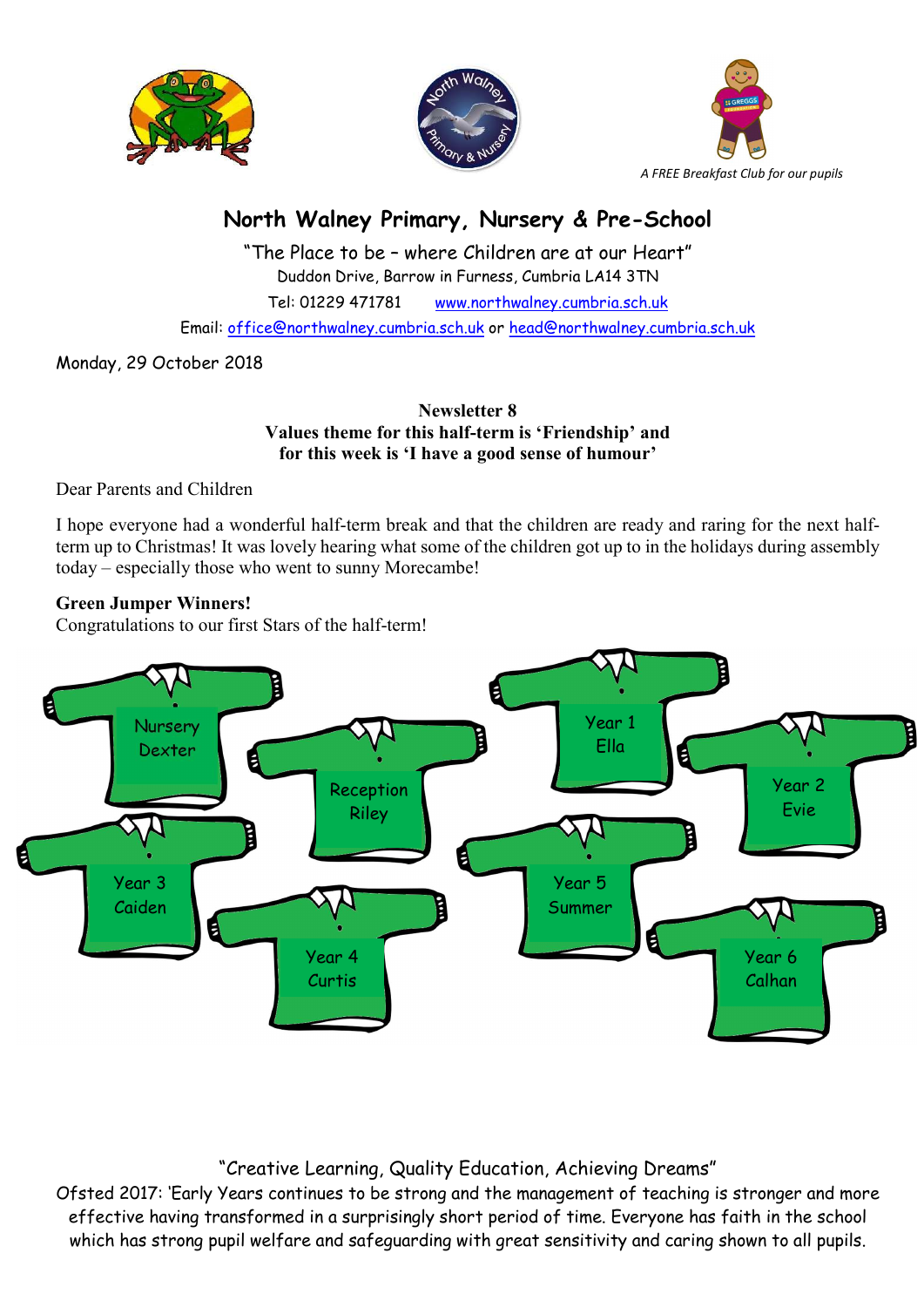*A FREE Breakfast Club for our pupils*

# North Walney Primary, Nursery & Pre-School

"The Place to be – where Children are at our Heart"

Duddon Drive, Barrow in Furness, Cumbria LA14 3TN

Tel: 01229 471781 www.northwalney.cumbria.sch.uk

Email: office@northwalney.cumbria.sch.uk or head@northwalney.cumbria.sch.uk

Monday, 29 October 2018

**Newsletter 8**
**Values theme for this half-term is 'Friendship' and for this week is 'I have a good sense of humour'**

Dear Parents and Children

I hope everyone had a wonderful half-term break and that the children are ready and raring for the next half-term up to Christmas! It was lovely hearing what some of the children got up to in the holidays during assembly today – especially those who went to sunny Morecambe!

**Green Jumper Winners!**
Congratulations to our first Stars of the half-term!

Nursery Dexter

Reception Riley

Year 1 Ella

Year 2 Evie

Year 3 Caiden

Year 4 Curtis

Year 5 Summer

Year 6 Calhan

"Creative Learning, Quality Education, Achieving Dreams"

Ofsted 2017: 'Early Years continues to be strong and the management of teaching is stronger and more effective having transformed in a surprisingly short period of time. Everyone has faith in the school which has strong pupil welfare and safeguarding with great sensitivity and caring shown to all pupils.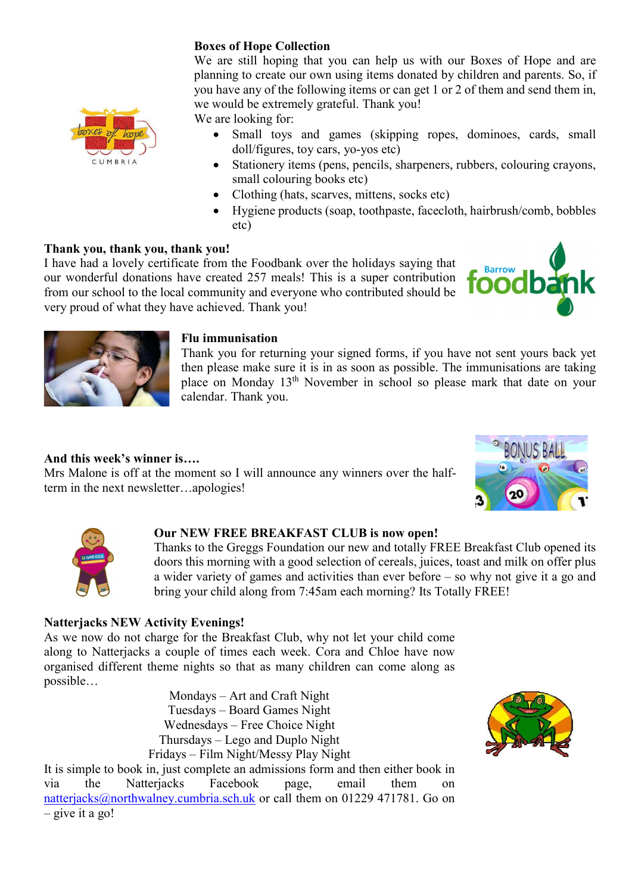**Boxes of Hope Collection**

We are still hoping that you can help us with our Boxes of Hope and are planning to create our own using items donated by children and parents. So, if you have any of the following items or can get 1 or 2 of them and send them in, we would be extremely grateful. Thank you!

We are looking for:

- Small toys and games (skipping ropes, dominoes, cards, small doll/figures, toy cars, yo-yos etc)
- Stationery items (pens, pencils, sharpeners, rubbers, colouring crayons, small colouring books etc)
- Clothing (hats, scarves, mittens, socks etc)
- Hygiene products (soap, toothpaste, facecloth, hairbrush/comb, bobbles etc)

**Thank you, thank you, thank you!**

I have had a lovely certificate from the Foodbank over the holidays saying that our wonderful donations have created 257 meals! This is a super contribution from our school to the local community and everyone who contributed should be very proud of what they have achieved. Thank you!

**Flu immunisation**

Thank you for returning your signed forms, if you have not sent yours back yet then please make sure it is in as soon as possible. The immunisations are taking place on Monday 13th November in school so please mark that date on your calendar. Thank you.

**And this week's winner is….**

Mrs Malone is off at the moment so I will announce any winners over the half-term in the next newsletter…apologies!

**Our NEW FREE BREAKFAST CLUB is now open!**

Thanks to the Greggs Foundation our new and totally FREE Breakfast Club opened its doors this morning with a good selection of cereals, juices, toast and milk on offer plus a wider variety of games and activities than ever before – so why not give it a go and bring your child along from 7:45am each morning? Its Totally FREE!

**Natterjacks NEW Activity Evenings!**

As we now do not charge for the Breakfast Club, why not let your child come along to Natterjacks a couple of times each week. Cora and Chloe have now organised different theme nights so that as many children can come along as possible…

Mondays – Art and Craft Night
Tuesdays – Board Games Night
Wednesdays – Free Choice Night
Thursdays – Lego and Duplo Night
Fridays – Film Night/Messy Play Night

It is simple to book in, just complete an admissions form and then either book in via the Natterjacks Facebook page, email them on natterjacks@northwalney.cumbria.sch.uk or call them on 01229 471781. Go on – give it a go!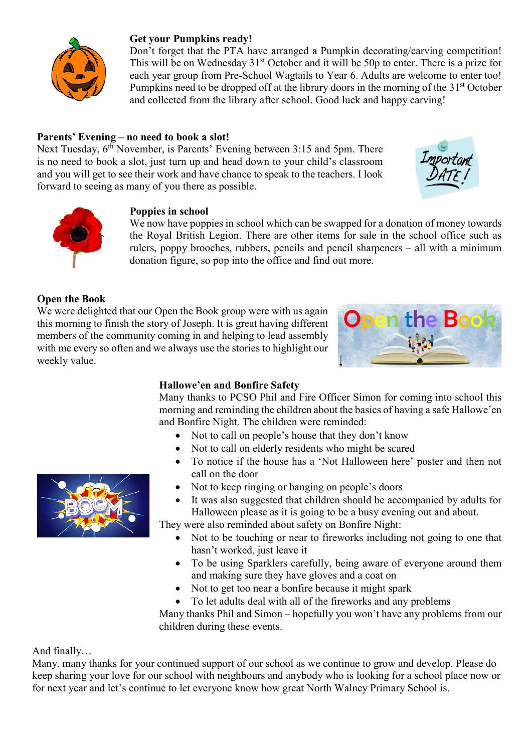### Get your Pumpkins ready!

Don't forget that the PTA have arranged a Pumpkin decorating/carving competition! This will be on Wednesday 31st October and it will be 50p to enter. There is a prize for each year group from Pre-School Wagtails to Year 6. Adults are welcome to enter too! Pumpkins need to be dropped off at the library doors in the morning of the 31st October and collected from the library after school. Good luck and happy carving!

### Parents' Evening – no need to book a slot!

Next Tuesday, 6th November, is Parents' Evening between 3:15 and 5pm. There is no need to book a slot, just turn up and head down to your child's classroom and you will get to see their work and have chance to speak to the teachers. I look forward to seeing as many of you there as possible.

### Poppies in school

We now have poppies in school which can be swapped for a donation of money towards the Royal British Legion. There are other items for sale in the school office such as rulers, poppy brooches, rubbers, pencils and pencil sharpeners – all with a minimum donation figure, so pop into the office and find out more.

### Open the Book

We were delighted that our Open the Book group were with us again this morning to finish the story of Joseph. It is great having different members of the community coming in and helping to lead assembly with me every so often and we always use the stories to highlight our weekly value.

### Hallowe'en and Bonfire Safety

Many thanks to PCSO Phil and Fire Officer Simon for coming into school this morning and reminding the children about the basics of having a safe Hallowe'en and Bonfire Night. The children were reminded:

- Not to call on people's house that they don't know
- Not to call on elderly residents who might be scared
- To notice if the house has a 'Not Halloween here' poster and then not call on the door
- Not to keep ringing or banging on people's doors
- It was also suggested that children should be accompanied by adults for Halloween please as it is going to be a busy evening out and about.

They were also reminded about safety on Bonfire Night:

- Not to be touching or near to fireworks including not going to one that hasn't worked, just leave it
- To be using Sparklers carefully, being aware of everyone around them and making sure they have gloves and a coat on
- Not to get too near a bonfire because it might spark
- To let adults deal with all of the fireworks and any problems

Many thanks Phil and Simon – hopefully you won't have any problems from our children during these events.

And finally…

Many, many thanks for your continued support of our school as we continue to grow and develop. Please do keep sharing your love for our school with neighbours and anybody who is looking for a school place now or for next year and let's continue to let everyone know how great North Walney Primary School is.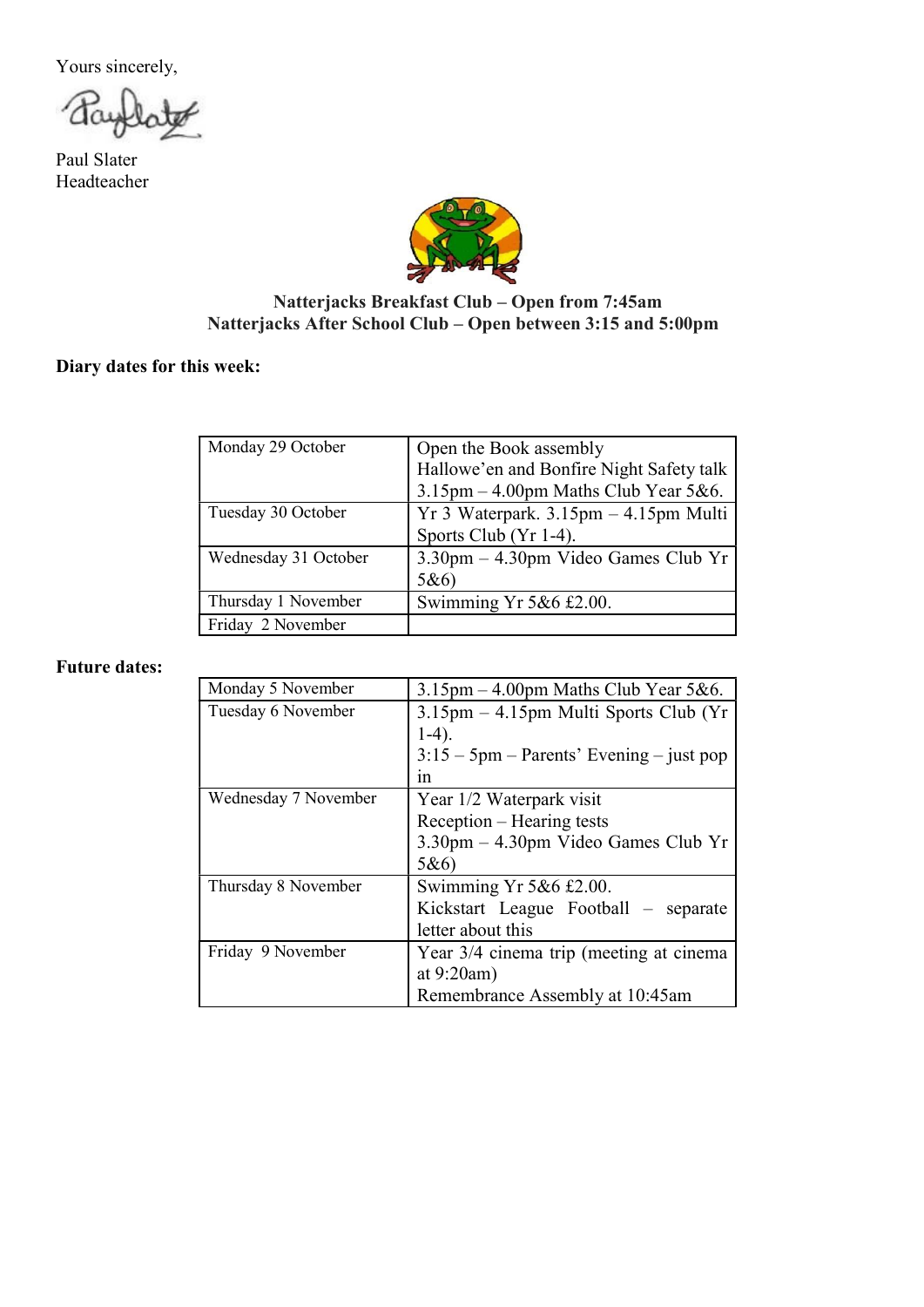Yours sincerely,

Paul Slater
Headteacher

**Natterjacks Breakfast Club – Open from 7:45am**
**Natterjacks After School Club – Open between 3:15 and 5:00pm**

**Diary dates for this week:**

| | |
|---|---|
| Monday 29 October | Open the Book assembly<br>Hallowe'en and Bonfire Night Safety talk<br>3.15pm – 4.00pm Maths Club Year 5&6. |
| Tuesday 30 October | Yr 3 Waterpark. 3.15pm – 4.15pm Multi Sports Club (Yr 1-4). |
| Wednesday 31 October | 3.30pm – 4.30pm Video Games Club Yr 5&6) |
| Thursday 1 November | Swimming Yr 5&6 £2.00. |
| Friday 2 November | |

**Future dates:**

| | |
|---|---|
| Monday 5 November | 3.15pm – 4.00pm Maths Club Year 5&6. |
| Tuesday 6 November | 3.15pm – 4.15pm Multi Sports Club (Yr 1-4).<br>3:15 – 5pm – Parents' Evening – just pop in |
| Wednesday 7 November | Year 1/2 Waterpark visit<br>Reception – Hearing tests<br>3.30pm – 4.30pm Video Games Club Yr 5&6) |
| Thursday 8 November | Swimming Yr 5&6 £2.00.<br>Kickstart League Football – separate letter about this |
| Friday 9 November | Year 3/4 cinema trip (meeting at cinema at 9:20am)<br>Remembrance Assembly at 10:45am |